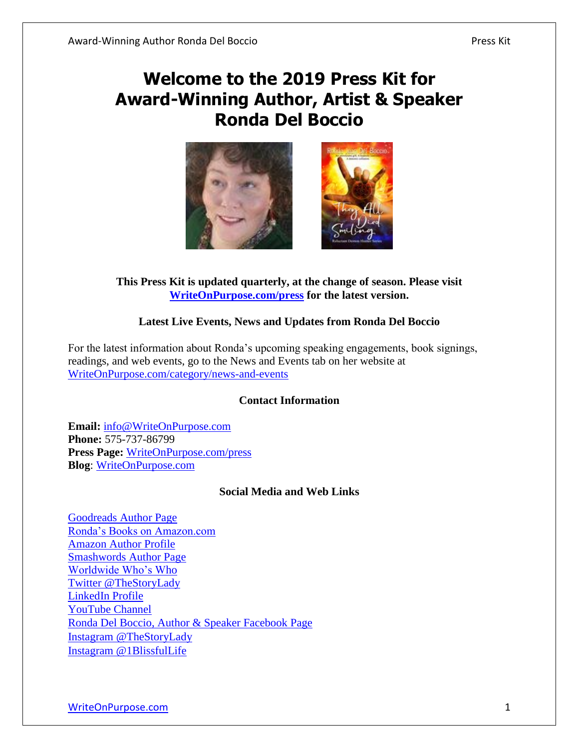# Welcome to the 2019 Press Kit for Award-Winning Author, Artist & Speaker Ronda Del Boccio

**This Press Kit is updated quarterly, at the change of season. Please visit [WriteOnPurpose.com/press](WriteOnPurpose.com/press) for the latest version.**

### Latest Live Events, News and Updates from Ronda Del Boccio

For the latest information about Ronda's upcoming speaking engagements, book signings, readings, and web events, go to the News and Events tab on her website at [WriteOnPurpose.com/category/news-and-events](WriteOnPurpose.com/category/news-and-events)

### Contact Information

**Email:** info@WriteOnPurpose.com
**Phone:** 575-737-86799
**Press Page:** WriteOnPurpose.com/press
**Blog**: WriteOnPurpose.com

### Social Media and Web Links

Goodreads Author Page
Ronda's Books on Amazon.com
Amazon Author Profile
Smashwords Author Page
Worldwide Who's Who
Twitter @TheStoryLady
LinkedIn Profile
YouTube Channel
Ronda Del Boccio, Author & Speaker Facebook Page
Instagram @TheStoryLady
Instagram @1BlissfulLife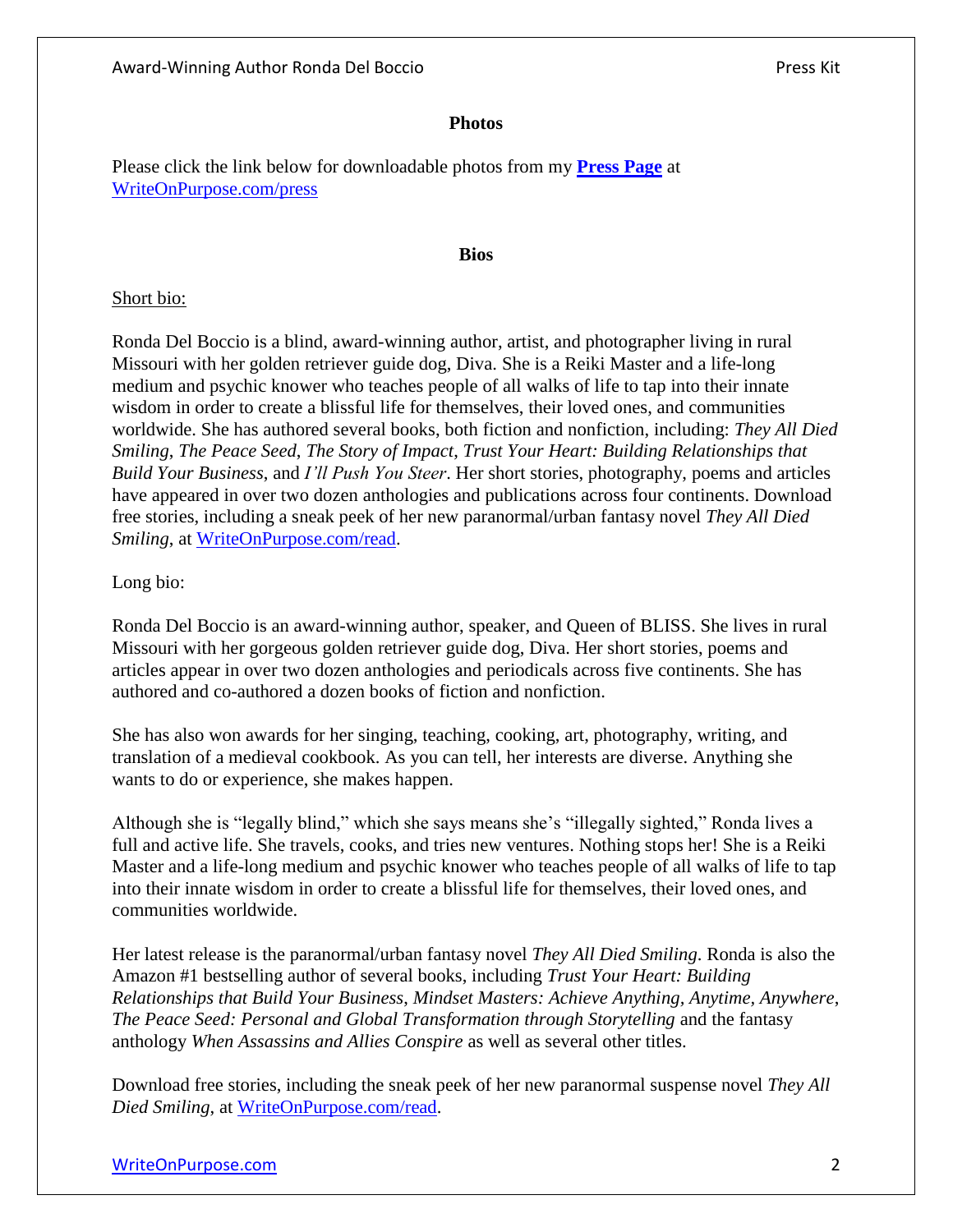## Photos

Please click the link below for downloadable photos from my **[Press Page](WriteOnPurpose.com/press)** at [WriteOnPurpose.com/press](WriteOnPurpose.com/press)

## Bios

Short bio:

Ronda Del Boccio is a blind, award-winning author, artist, and photographer living in rural Missouri with her golden retriever guide dog, Diva. She is a Reiki Master and a life-long medium and psychic knower who teaches people of all walks of life to tap into their innate wisdom in order to create a blissful life for themselves, their loved ones, and communities worldwide. She has authored several books, both fiction and nonfiction, including: *They All Died Smiling*, *The Peace Seed*, *The Story of Impact*, *Trust Your Heart: Building Relationships that Build Your Business*, and *I'll Push You Steer*. Her short stories, photography, poems and articles have appeared in over two dozen anthologies and publications across four continents. Download free stories, including a sneak peek of her new paranormal/urban fantasy novel *They All Died Smiling*, at [WriteOnPurpose.com/read](WriteOnPurpose.com/read).

Long bio:

Ronda Del Boccio is an award-winning author, speaker, and Queen of BLISS. She lives in rural Missouri with her gorgeous golden retriever guide dog, Diva. Her short stories, poems and articles appear in over two dozen anthologies and periodicals across five continents. She has authored and co-authored a dozen books of fiction and nonfiction.

She has also won awards for her singing, teaching, cooking, art, photography, writing, and translation of a medieval cookbook. As you can tell, her interests are diverse. Anything she wants to do or experience, she makes happen.

Although she is "legally blind," which she says means she's "illegally sighted," Ronda lives a full and active life. She travels, cooks, and tries new ventures. Nothing stops her! She is a Reiki Master and a life-long medium and psychic knower who teaches people of all walks of life to tap into their innate wisdom in order to create a blissful life for themselves, their loved ones, and communities worldwide.

Her latest release is the paranormal/urban fantasy novel *They All Died Smiling*. Ronda is also the Amazon #1 bestselling author of several books, including *Trust Your Heart: Building Relationships that Build Your Business*, *Mindset Masters: Achieve Anything, Anytime, Anywhere*, *The Peace Seed: Personal and Global Transformation through Storytelling* and the fantasy anthology *When Assassins and Allies Conspire* as well as several other titles.

Download free stories, including the sneak peek of her new paranormal suspense novel *They All Died Smiling*, at [WriteOnPurpose.com/read](WriteOnPurpose.com/read).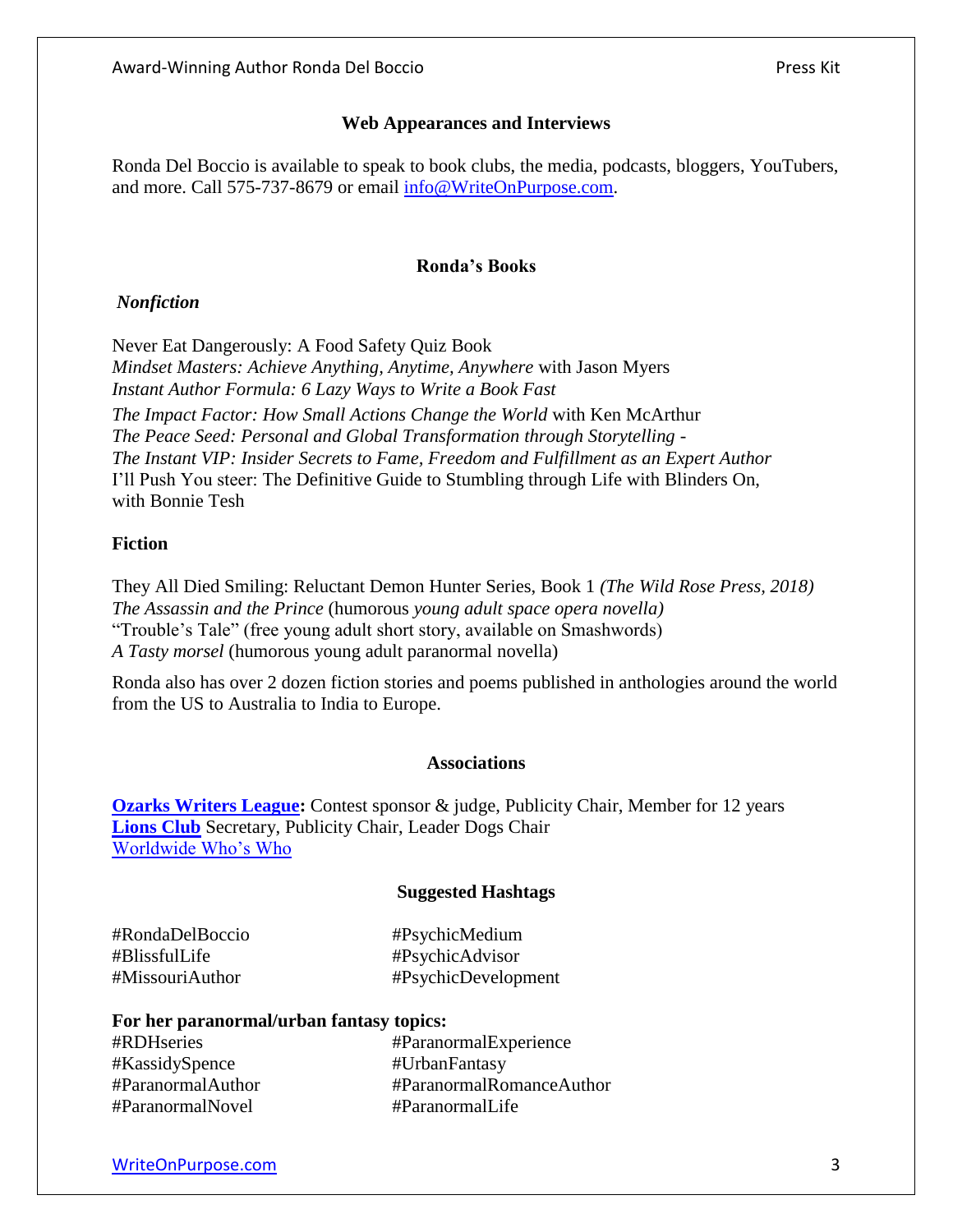## Web Appearances and Interviews

Ronda Del Boccio is available to speak to book clubs, the media, podcasts, bloggers, YouTubers, and more. Call 575-737-8679 or email info@WriteOnPurpose.com.

## Ronda's Books

### *Nonfiction*

Never Eat Dangerously: A Food Safety Quiz Book
*Mindset Masters: Achieve Anything, Anytime, Anywhere* with Jason Myers
*Instant Author Formula: 6 Lazy Ways to Write a Book Fast*
*The Impact Factor: How Small Actions Change the World* with Ken McArthur
*The Peace Seed: Personal and Global Transformation through Storytelling -*
*The Instant VIP: Insider Secrets to Fame, Freedom and Fulfillment as an Expert Author*
I'll Push You steer: The Definitive Guide to Stumbling through Life with Blinders On, with Bonnie Tesh

### Fiction

They All Died Smiling: Reluctant Demon Hunter Series, Book 1 *(The Wild Rose Press, 2018)*
*The Assassin and the Prince* (humorous *young adult space opera novella)*
"Trouble's Tale" (free young adult short story, available on Smashwords)
*A Tasty morsel* (humorous young adult paranormal novella)

Ronda also has over 2 dozen fiction stories and poems published in anthologies around the world from the US to Australia to India to Europe.

## Associations

**Ozarks Writers League:** Contest sponsor & judge, Publicity Chair, Member for 12 years
**Lions Club** Secretary, Publicity Chair, Leader Dogs Chair
Worldwide Who's Who

## Suggested Hashtags

#RondaDelBoccio
#BlissfulLife
#MissouriAuthor
#PsychicMedium
#PsychicAdvisor
#PsychicDevelopment

**For her paranormal/urban fantasy topics:**

#RDHseries
#KassidySpence
#ParanormalAuthor
#ParanormalNovel
#ParanormalExperience
#UrbanFantasy
#ParanormalRomanceAuthor
#ParanormalLife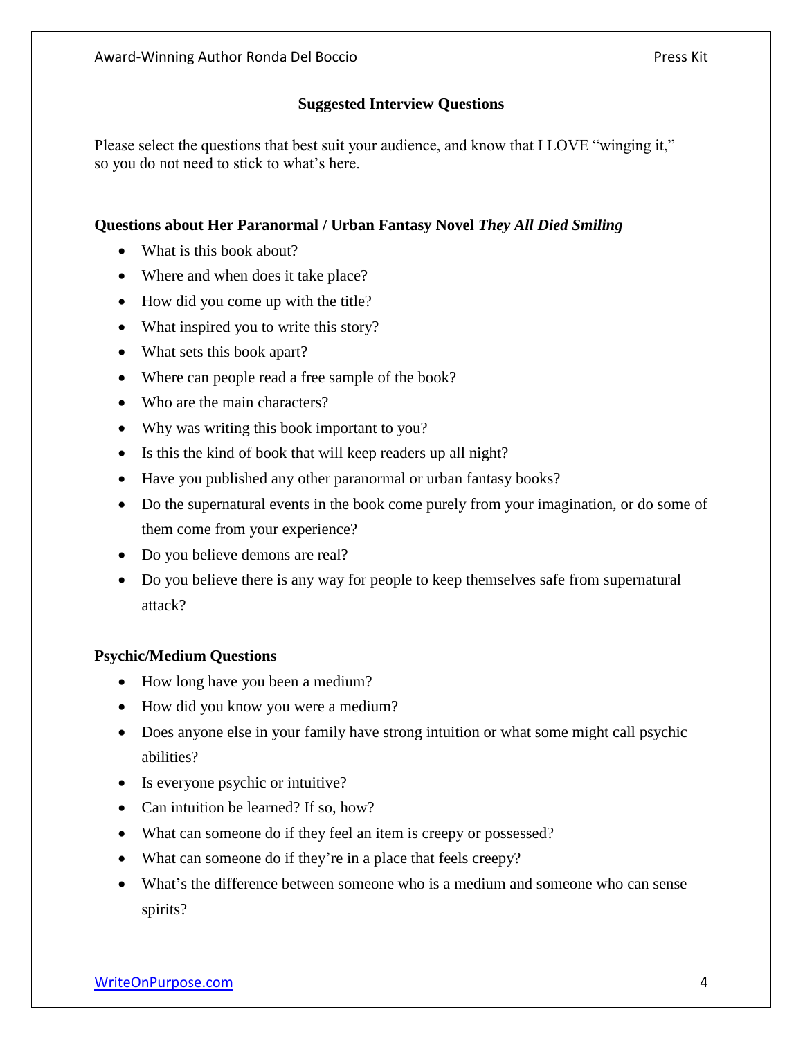## Suggested Interview Questions

Please select the questions that best suit your audience, and know that I LOVE "winging it," so you do not need to stick to what's here.

### Questions about Her Paranormal / Urban Fantasy Novel *They All Died Smiling*

- What is this book about?
- Where and when does it take place?
- How did you come up with the title?
- What inspired you to write this story?
- What sets this book apart?
- Where can people read a free sample of the book?
- Who are the main characters?
- Why was writing this book important to you?
- Is this the kind of book that will keep readers up all night?
- Have you published any other paranormal or urban fantasy books?
- Do the supernatural events in the book come purely from your imagination, or do some of them come from your experience?
- Do you believe demons are real?
- Do you believe there is any way for people to keep themselves safe from supernatural attack?

### Psychic/Medium Questions

- How long have you been a medium?
- How did you know you were a medium?
- Does anyone else in your family have strong intuition or what some might call psychic abilities?
- Is everyone psychic or intuitive?
- Can intuition be learned? If so, how?
- What can someone do if they feel an item is creepy or possessed?
- What can someone do if they're in a place that feels creepy?
- What's the difference between someone who is a medium and someone who can sense spirits?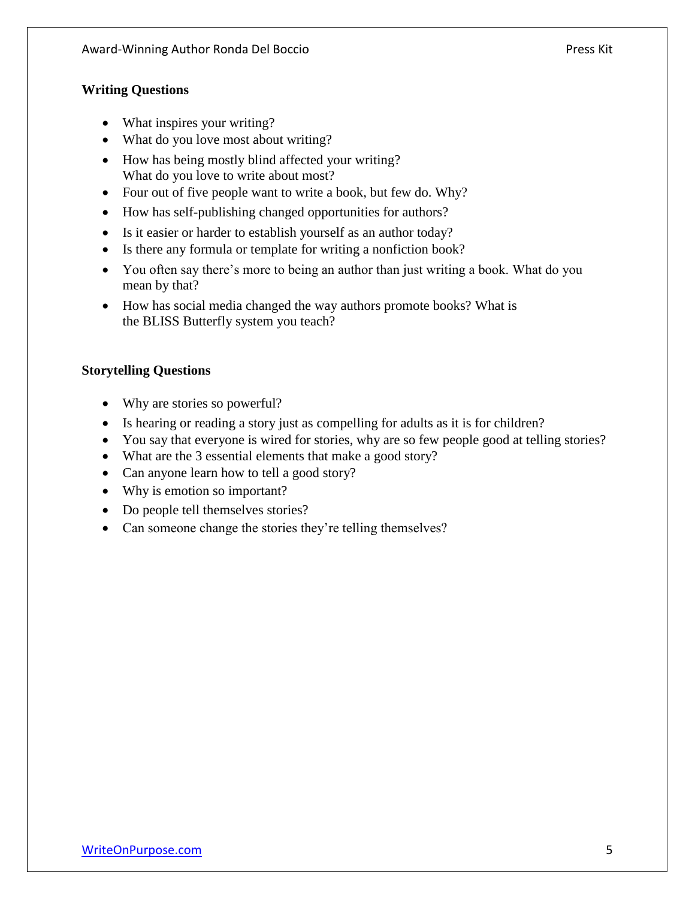**Writing Questions**

- What inspires your writing?
- What do you love most about writing?
- How has being mostly blind affected your writing?
  What do you love to write about most?
- Four out of five people want to write a book, but few do. Why?
- How has self-publishing changed opportunities for authors?
- Is it easier or harder to establish yourself as an author today?
- Is there any formula or template for writing a nonfiction book?
- You often say there's more to being an author than just writing a book. What do you mean by that?
- How has social media changed the way authors promote books? What is the BLISS Butterfly system you teach?

**Storytelling Questions**

- Why are stories so powerful?
- Is hearing or reading a story just as compelling for adults as it is for children?
- You say that everyone is wired for stories, why are so few people good at telling stories?
- What are the 3 essential elements that make a good story?
- Can anyone learn how to tell a good story?
- Why is emotion so important?
- Do people tell themselves stories?
- Can someone change the stories they're telling themselves?